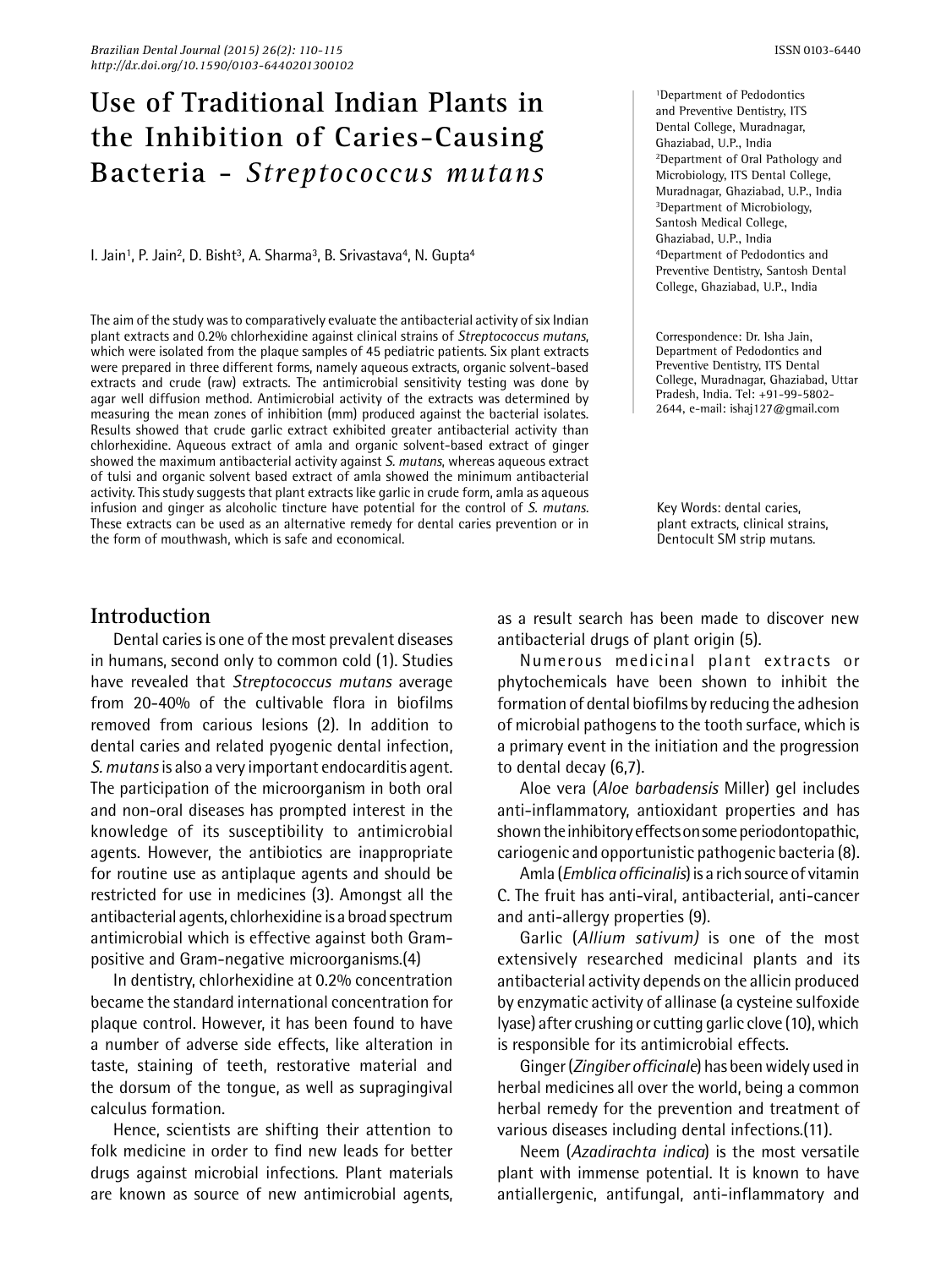# Use of Traditional Indian Plants in the Inhibition of Caries-Causing Bacteria - *Streptococcus mutans*

I. Jain[1], P. Jain[2], D. Bisht[3], A. Sharma[3], B. Srivastava[4], N. Gupta[4]

[1]Department of Pedodontics and Preventive Dentistry, ITS Dental College, Muradnagar, Ghaziabad, U.P., India
[2]Department of Oral Pathology and Microbiology, ITS Dental College, Muradnagar, Ghaziabad, U.P., India
[3]Department of Microbiology, Santosh Medical College, Ghaziabad, U.P., India
[4]Department of Pedodontics and Preventive Dentistry, Santosh Dental College, Ghaziabad, U.P., India

Correspondence: Dr. Isha Jain, Department of Pedodontics and Preventive Dentistry, ITS Dental College, Muradnagar, Ghaziabad, Uttar Pradesh, India. Tel: +91-99-5802-2644, e-mail: ishaj127@gmail.com

The aim of the study was to comparatively evaluate the antibacterial activity of six Indian plant extracts and 0.2% chlorhexidine against clinical strains of *Streptococcus mutans*, which were isolated from the plaque samples of 45 pediatric patients. Six plant extracts were prepared in three different forms, namely aqueous extracts, organic solvent-based extracts and crude (raw) extracts. The antimicrobial sensitivity testing was done by agar well diffusion method. Antimicrobial activity of the extracts was determined by measuring the mean zones of inhibition (mm) produced against the bacterial isolates. Results showed that crude garlic extract exhibited greater antibacterial activity than chlorhexidine. Aqueous extract of amla and organic solvent-based extract of ginger showed the maximum antibacterial activity against *S. mutans*, whereas aqueous extract of tulsi and organic solvent based extract of amla showed the minimum antibacterial activity. This study suggests that plant extracts like garlic in crude form, amla as aqueous infusion and ginger as alcoholic tincture have potential for the control of *S. mutans*. These extracts can be used as an alternative remedy for dental caries prevention or in the form of mouthwash, which is safe and economical.

Key Words: dental caries, plant extracts, clinical strains, Dentocult SM strip mutans.

## Introduction

Dental caries is one of the most prevalent diseases in humans, second only to common cold (1). Studies have revealed that *Streptococcus mutans* average from 20-40% of the cultivable flora in biofilms removed from carious lesions (2). In addition to dental caries and related pyogenic dental infection, *S. mutans* is also a very important endocarditis agent. The participation of the microorganism in both oral and non-oral diseases has prompted interest in the knowledge of its susceptibility to antimicrobial agents. However, the antibiotics are inappropriate for routine use as antiplaque agents and should be restricted for use in medicines (3). Amongst all the antibacterial agents, chlorhexidine is a broad spectrum antimicrobial which is effective against both Gram-positive and Gram-negative microorganisms.(4)

In dentistry, chlorhexidine at 0.2% concentration became the standard international concentration for plaque control. However, it has been found to have a number of adverse side effects, like alteration in taste, staining of teeth, restorative material and the dorsum of the tongue, as well as supragingival calculus formation.

Hence, scientists are shifting their attention to folk medicine in order to find new leads for better drugs against microbial infections. Plant materials are known as source of new antimicrobial agents, as a result search has been made to discover new antibacterial drugs of plant origin (5).

Numerous medicinal plant extracts or phytochemicals have been shown to inhibit the formation of dental biofilms by reducing the adhesion of microbial pathogens to the tooth surface, which is a primary event in the initiation and the progression to dental decay (6,7).

Aloe vera (*Aloe barbadensis* Miller) gel includes anti-inflammatory, antioxidant properties and has shown the inhibitory effects on some periodontopathic, cariogenic and opportunistic pathogenic bacteria (8).

Amla (*Emblica officinalis*) is a rich source of vitamin C. The fruit has anti-viral, antibacterial, anti-cancer and anti-allergy properties (9).

Garlic (*Allium sativum)* is one of the most extensively researched medicinal plants and its antibacterial activity depends on the allicin produced by enzymatic activity of allinase (a cysteine sulfoxide lyase) after crushing or cutting garlic clove (10), which is responsible for its antimicrobial effects.

Ginger (*Zingiber officinale*) has been widely used in herbal medicines all over the world, being a common herbal remedy for the prevention and treatment of various diseases including dental infections.(11).

Neem (*Azadirachta indica*) is the most versatile plant with immense potential. It is known to have antiallergenic, antifungal, anti-inflammatory and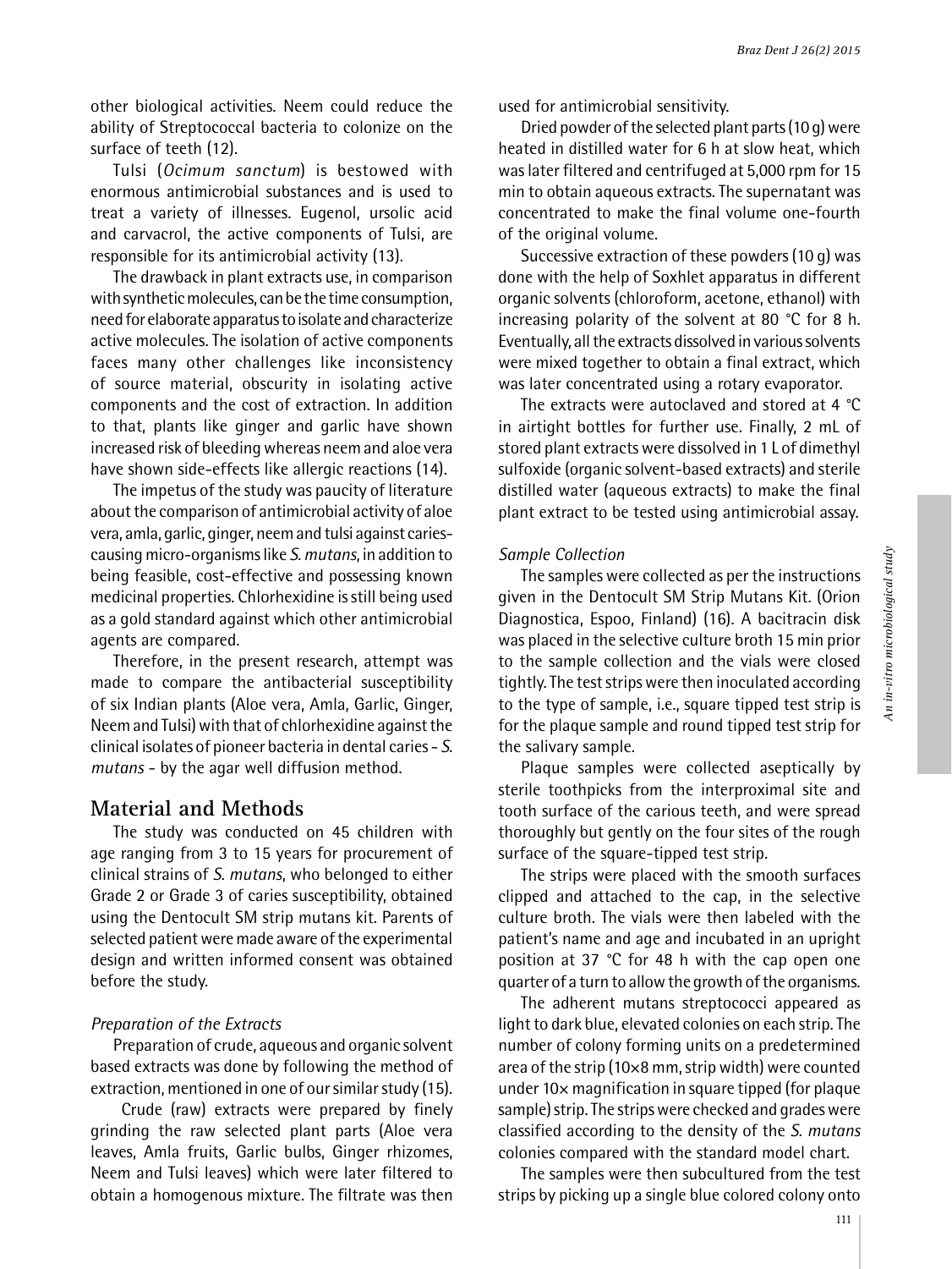other biological activities. Neem could reduce the ability of Streptococcal bacteria to colonize on the surface of teeth (12).

Tulsi (*Ocimum sanctum*) is bestowed with enormous antimicrobial substances and is used to treat a variety of illnesses. Eugenol, ursolic acid and carvacrol, the active components of Tulsi, are responsible for its antimicrobial activity (13).

The drawback in plant extracts use, in comparison with synthetic molecules, can be the time consumption, need for elaborate apparatus to isolate and characterize active molecules. The isolation of active components faces many other challenges like inconsistency of source material, obscurity in isolating active components and the cost of extraction. In addition to that, plants like ginger and garlic have shown increased risk of bleeding whereas neem and aloe vera have shown side-effects like allergic reactions (14).

The impetus of the study was paucity of literature about the comparison of antimicrobial activity of aloe vera, amla, garlic, ginger, neem and tulsi against caries-causing micro-organisms like *S. mutans*, in addition to being feasible, cost-effective and possessing known medicinal properties. Chlorhexidine is still being used as a gold standard against which other antimicrobial agents are compared.

Therefore, in the present research, attempt was made to compare the antibacterial susceptibility of six Indian plants (Aloe vera, Amla, Garlic, Ginger, Neem and Tulsi) with that of chlorhexidine against the clinical isolates of pioneer bacteria in dental caries - *S. mutans* - by the agar well diffusion method.

## Material and Methods

The study was conducted on 45 children with age ranging from 3 to 15 years for procurement of clinical strains of *S. mutans*, who belonged to either Grade 2 or Grade 3 of caries susceptibility, obtained using the Dentocult SM strip mutans kit. Parents of selected patient were made aware of the experimental design and written informed consent was obtained before the study.

### *Preparation of the Extracts*

Preparation of crude, aqueous and organic solvent based extracts was done by following the method of extraction, mentioned in one of our similar study (15).

Crude (raw) extracts were prepared by finely grinding the raw selected plant parts (Aloe vera leaves, Amla fruits, Garlic bulbs, Ginger rhizomes, Neem and Tulsi leaves) which were later filtered to obtain a homogenous mixture. The filtrate was then used for antimicrobial sensitivity.

Dried powder of the selected plant parts (10 g) were heated in distilled water for 6 h at slow heat, which was later filtered and centrifuged at 5,000 rpm for 15 min to obtain aqueous extracts. The supernatant was concentrated to make the final volume one-fourth of the original volume.

Successive extraction of these powders (10 g) was done with the help of Soxhlet apparatus in different organic solvents (chloroform, acetone, ethanol) with increasing polarity of the solvent at 80 °C for 8 h. Eventually, all the extracts dissolved in various solvents were mixed together to obtain a final extract, which was later concentrated using a rotary evaporator.

The extracts were autoclaved and stored at 4 °C in airtight bottles for further use. Finally, 2 mL of stored plant extracts were dissolved in 1 L of dimethyl sulfoxide (organic solvent-based extracts) and sterile distilled water (aqueous extracts) to make the final plant extract to be tested using antimicrobial assay.

### *Sample Collection*

The samples were collected as per the instructions given in the Dentocult SM Strip Mutans Kit. (Orion Diagnostica, Espoo, Finland) (16). A bacitracin disk was placed in the selective culture broth 15 min prior to the sample collection and the vials were closed tightly. The test strips were then inoculated according to the type of sample, i.e., square tipped test strip is for the plaque sample and round tipped test strip for the salivary sample.

Plaque samples were collected aseptically by sterile toothpicks from the interproximal site and tooth surface of the carious teeth, and were spread thoroughly but gently on the four sites of the rough surface of the square-tipped test strip.

The strips were placed with the smooth surfaces clipped and attached to the cap, in the selective culture broth. The vials were then labeled with the patient's name and age and incubated in an upright position at 37 °C for 48 h with the cap open one quarter of a turn to allow the growth of the organisms.

The adherent mutans streptococci appeared as light to dark blue, elevated colonies on each strip. The number of colony forming units on a predetermined area of the strip (10×8 mm, strip width) were counted under 10× magnification in square tipped (for plaque sample) strip. The strips were checked and grades were classified according to the density of the *S. mutans* colonies compared with the standard model chart.

The samples were then subcultured from the test strips by picking up a single blue colored colony onto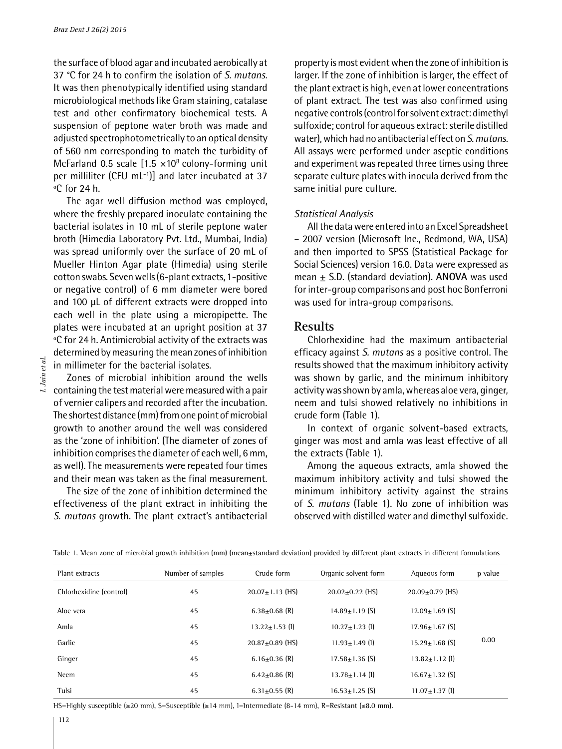the surface of blood agar and incubated aerobically at 37 °C for 24 h to confirm the isolation of *S. mutans*. It was then phenotypically identified using standard microbiological methods like Gram staining, catalase test and other confirmatory biochemical tests. A suspension of peptone water broth was made and adjusted spectrophotometrically to an optical density of 560 nm corresponding to match the turbidity of McFarland 0.5 scale [$1.5 \times 10^8$ colony-forming unit per milliliter (CFU $mL^{-1}$)] and later incubated at 37 °C for 24 h.

The agar well diffusion method was employed, where the freshly prepared inoculate containing the bacterial isolates in 10 mL of sterile peptone water broth (Himedia Laboratory Pvt. Ltd., Mumbai, India) was spread uniformly over the surface of 20 mL of Mueller Hinton Agar plate (Himedia) using sterile cotton swabs. Seven wells (6-plant extracts, 1-positive or negative control) of 6 mm diameter were bored and 100 µL of different extracts were dropped into each well in the plate using a micropipette. The plates were incubated at an upright position at 37 °C for 24 h. Antimicrobial activity of the extracts was determined by measuring the mean zones of inhibition in millimeter for the bacterial isolates.

Zones of microbial inhibition around the wells containing the test material were measured with a pair of vernier calipers and recorded after the incubation. The shortest distance (mm) from one point of microbial growth to another around the well was considered as the 'zone of inhibition'. (The diameter of zones of inhibition comprises the diameter of each well, 6 mm, as well). The measurements were repeated four times and their mean was taken as the final measurement.

The size of the zone of inhibition determined the effectiveness of the plant extract in inhibiting the *S. mutans* growth. The plant extract's antibacterial property is most evident when the zone of inhibition is larger. If the zone of inhibition is larger, the effect of the plant extract is high, even at lower concentrations of plant extract. The test was also confirmed using negative controls (control for solvent extract: dimethyl sulfoxide; control for aqueous extract: sterile distilled water), which had no antibacterial effect on *S. mutans*. All assays were performed under aseptic conditions and experiment was repeated three times using three separate culture plates with inocula derived from the same initial pure culture.

### Statistical Analysis

All the data were entered into an Excel Spreadsheet – 2007 version (Microsoft Inc., Redmond, WA, USA) and then imported to SPSS (Statistical Package for Social Sciences) version 16.0. Data were expressed as mean ± S.D. (standard deviation). **ANOVA** was used for inter-group comparisons and post hoc Bonferroni was used for intra-group comparisons.

## Results

Chlorhexidine had the maximum antibacterial efficacy against *S. mutans* as a positive control. The results showed that the maximum inhibitory activity was shown by garlic, and the minimum inhibitory activity was shown by amla, whereas aloe vera, ginger, neem and tulsi showed relatively no inhibitions in crude form (Table 1).

In context of organic solvent-based extracts, ginger was most and amla was least effective of all the extracts (Table 1).

Among the aqueous extracts, amla showed the maximum inhibitory activity and tulsi showed the minimum inhibitory activity against the strains of *S. mutans* (Table 1). No zone of inhibition was observed with distilled water and dimethyl sulfoxide.

Table 1. Mean zone of microbial growth inhibition (mm) (mean±standard deviation) provided by different plant extracts in different formulations

| Plant extracts | Number of samples | Crude form | Organic solvent form | Aqueous form | p value |
|---|---|---|---|---|---|
| Chlorhexidine (control) | 45 | 20.07±1.13 (HS) | 20.02±0.22 (HS) | 20.09±0.79 (HS) | |
| Aloe vera | 45 | 6.38±0.68 (R) | 14.89±1.19 (S) | 12.09±1.69 (S) | |
| Amla | 45 | 13.22±1.53 (I) | 10.27±1.23 (I) | 17.96±1.67 (S) | |
| Garlic | 45 | 20.87±0.89 (HS) | 11.93±1.49 (I) | 15.29±1.68 (S) | 0.00 |
| Ginger | 45 | 6.16±0.36 (R) | 17.58±1.36 (S) | 13.82±1.12 (I) | |
| Neem | 45 | 6.42±0.86 (R) | 13.78±1.14 (I) | 16.67±1.32 (S) | |
| Tulsi | 45 | 6.31±0.55 (R) | 16.53±1.25 (S) | 11.07±1.37 (I) | |

HS=Highly susceptible (≥20 mm), S=Susceptible (≥14 mm), I=Intermediate (8-14 mm), R=Resistant (≤8.0 mm).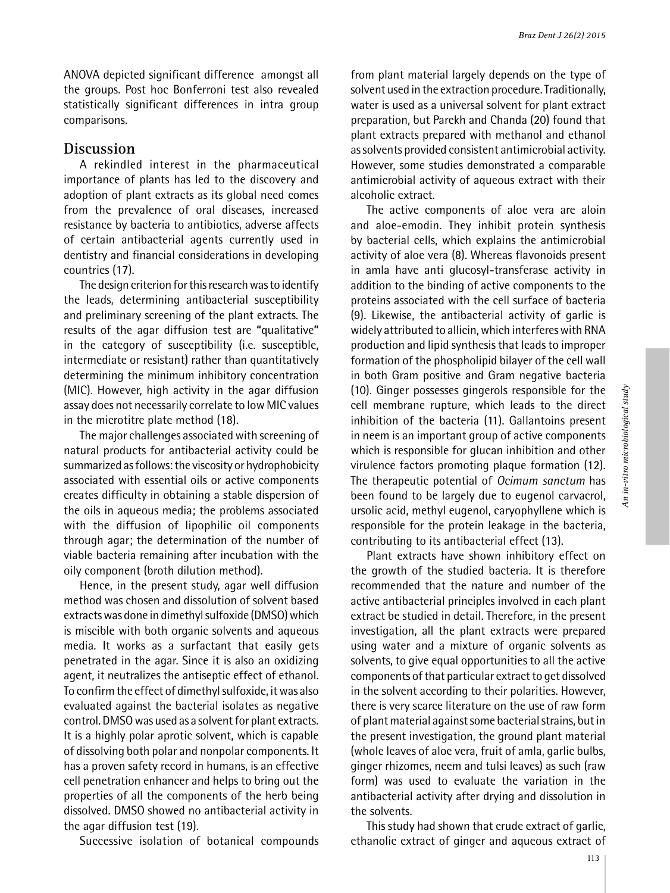ANOVA depicted significant difference amongst all the groups. Post hoc Bonferroni test also revealed statistically significant differences in intra group comparisons.

## Discussion

A rekindled interest in the pharmaceutical importance of plants has led to the discovery and adoption of plant extracts as its global need comes from the prevalence of oral diseases, increased resistance by bacteria to antibiotics, adverse affects of certain antibacterial agents currently used in dentistry and financial considerations in developing countries (17).

The design criterion for this research was to identify the leads, determining antibacterial susceptibility and preliminary screening of the plant extracts. The results of the agar diffusion test are "qualitative" in the category of susceptibility (i.e. susceptible, intermediate or resistant) rather than quantitatively determining the minimum inhibitory concentration (MIC). However, high activity in the agar diffusion assay does not necessarily correlate to low MIC values in the microtitre plate method (18).

The major challenges associated with screening of natural products for antibacterial activity could be summarized as follows: the viscosity or hydrophobicity associated with essential oils or active components creates difficulty in obtaining a stable dispersion of the oils in aqueous media; the problems associated with the diffusion of lipophilic oil components through agar; the determination of the number of viable bacteria remaining after incubation with the oily component (broth dilution method).

Hence, in the present study, agar well diffusion method was chosen and dissolution of solvent based extracts was done in dimethyl sulfoxide (DMSO) which is miscible with both organic solvents and aqueous media. It works as a surfactant that easily gets penetrated in the agar. Since it is also an oxidizing agent, it neutralizes the antiseptic effect of ethanol. To confirm the effect of dimethyl sulfoxide, it was also evaluated against the bacterial isolates as negative control. DMSO was used as a solvent for plant extracts. It is a highly polar aprotic solvent, which is capable of dissolving both polar and nonpolar components. It has a proven safety record in humans, is an effective cell penetration enhancer and helps to bring out the properties of all the components of the herb being dissolved. DMSO showed no antibacterial activity in the agar diffusion test (19).

Successive isolation of botanical compounds from plant material largely depends on the type of solvent used in the extraction procedure. Traditionally, water is used as a universal solvent for plant extract preparation, but Parekh and Chanda (20) found that plant extracts prepared with methanol and ethanol as solvents provided consistent antimicrobial activity. However, some studies demonstrated a comparable antimicrobial activity of aqueous extract with their alcoholic extract.

The active components of aloe vera are aloin and aloe-emodin. They inhibit protein synthesis by bacterial cells, which explains the antimicrobial activity of aloe vera (8). Whereas flavonoids present in amla have anti glucosyl-transferase activity in addition to the binding of active components to the proteins associated with the cell surface of bacteria (9). Likewise, the antibacterial activity of garlic is widely attributed to allicin, which interferes with RNA production and lipid synthesis that leads to improper formation of the phospholipid bilayer of the cell wall in both Gram positive and Gram negative bacteria (10). Ginger possesses gingerols responsible for the cell membrane rupture, which leads to the direct inhibition of the bacteria (11). Gallantoins present in neem is an important group of active components which is responsible for glucan inhibition and other virulence factors promoting plaque formation (12). The therapeutic potential of *Ocimum sanctum* has been found to be largely due to eugenol carvacrol, ursolic acid, methyl eugenol, caryophyllene which is responsible for the protein leakage in the bacteria, contributing to its antibacterial effect (13).

Plant extracts have shown inhibitory effect on the growth of the studied bacteria. It is therefore recommended that the nature and number of the active antibacterial principles involved in each plant extract be studied in detail. Therefore, in the present investigation, all the plant extracts were prepared using water and a mixture of organic solvents as solvents, to give equal opportunities to all the active components of that particular extract to get dissolved in the solvent according to their polarities. However, there is very scarce literature on the use of raw form of plant material against some bacterial strains, but in the present investigation, the ground plant material (whole leaves of aloe vera, fruit of amla, garlic bulbs, ginger rhizomes, neem and tulsi leaves) as such (raw form) was used to evaluate the variation in the antibacterial activity after drying and dissolution in the solvents.

This study had shown that crude extract of garlic, ethanolic extract of ginger and aqueous extract of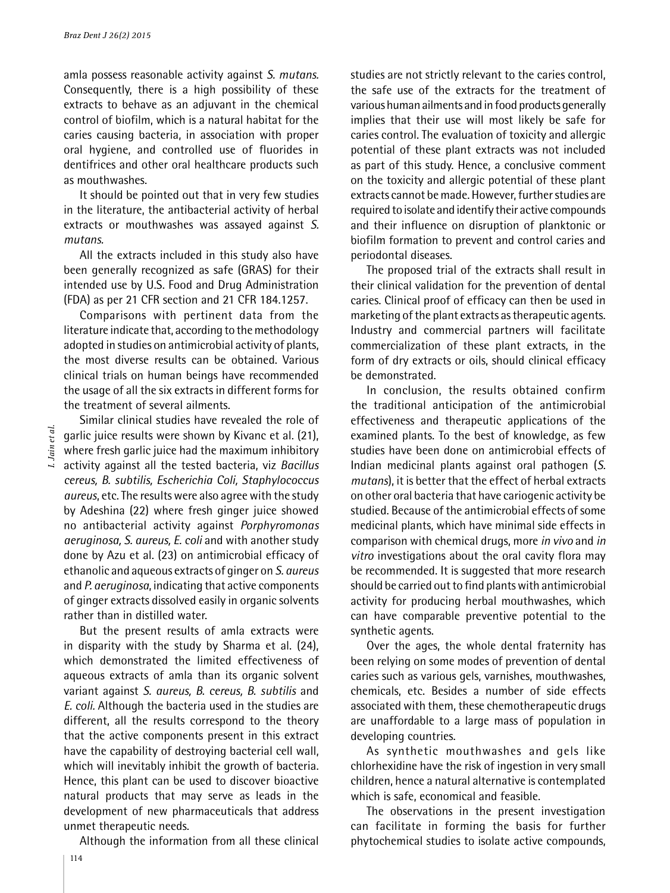amla possess reasonable activity against *S. mutans.* Consequently, there is a high possibility of these extracts to behave as an adjuvant in the chemical control of biofilm, which is a natural habitat for the caries causing bacteria, in association with proper oral hygiene, and controlled use of fluorides in dentifrices and other oral healthcare products such as mouthwashes.

It should be pointed out that in very few studies in the literature, the antibacterial activity of herbal extracts or mouthwashes was assayed against *S. mutans.*

All the extracts included in this study also have been generally recognized as safe (GRAS) for their intended use by U.S. Food and Drug Administration (FDA) as per 21 CFR section and 21 CFR 184.1257.

Comparisons with pertinent data from the literature indicate that, according to the methodology adopted in studies on antimicrobial activity of plants, the most diverse results can be obtained. Various clinical trials on human beings have recommended the usage of all the six extracts in different forms for the treatment of several ailments.

Similar clinical studies have revealed the role of garlic juice results were shown by Kivanc et al. (21), where fresh garlic juice had the maximum inhibitory activity against all the tested bacteria, viz *Bacillus cereus, B. subtilis, Escherichia Coli, Staphylococcus aureus*, etc. The results were also agree with the study by Adeshina (22) where fresh ginger juice showed no antibacterial activity against *Porphyromonas aeruginosa, S. aureus, E. coli* and with another study done by Azu et al. (23) on antimicrobial efficacy of ethanolic and aqueous extracts of ginger on *S. aureus* and *P. aeruginosa*, indicating that active components of ginger extracts dissolved easily in organic solvents rather than in distilled water.

But the present results of amla extracts were in disparity with the study by Sharma et al. (24), which demonstrated the limited effectiveness of aqueous extracts of amla than its organic solvent variant against *S. aureus, B. cereus, B. subtilis* and *E. coli.* Although the bacteria used in the studies are different, all the results correspond to the theory that the active components present in this extract have the capability of destroying bacterial cell wall, which will inevitably inhibit the growth of bacteria. Hence, this plant can be used to discover bioactive natural products that may serve as leads in the development of new pharmaceuticals that address unmet therapeutic needs.

Although the information from all these clinical studies are not strictly relevant to the caries control, the safe use of the extracts for the treatment of various human ailments and in food products generally implies that their use will most likely be safe for caries control. The evaluation of toxicity and allergic potential of these plant extracts was not included as part of this study. Hence, a conclusive comment on the toxicity and allergic potential of these plant extracts cannot be made. However, further studies are required to isolate and identify their active compounds and their influence on disruption of planktonic or biofilm formation to prevent and control caries and periodontal diseases.

The proposed trial of the extracts shall result in their clinical validation for the prevention of dental caries. Clinical proof of efficacy can then be used in marketing of the plant extracts as therapeutic agents. Industry and commercial partners will facilitate commercialization of these plant extracts, in the form of dry extracts or oils, should clinical efficacy be demonstrated.

In conclusion, the results obtained confirm the traditional anticipation of the antimicrobial effectiveness and therapeutic applications of the examined plants. To the best of knowledge, as few studies have been done on antimicrobial effects of Indian medicinal plants against oral pathogen (*S. mutans*), it is better that the effect of herbal extracts on other oral bacteria that have cariogenic activity be studied. Because of the antimicrobial effects of some medicinal plants, which have minimal side effects in comparison with chemical drugs, more *in vivo* and *in vitro* investigations about the oral cavity flora may be recommended. It is suggested that more research should be carried out to find plants with antimicrobial activity for producing herbal mouthwashes, which can have comparable preventive potential to the synthetic agents.

Over the ages, the whole dental fraternity has been relying on some modes of prevention of dental caries such as various gels, varnishes, mouthwashes, chemicals, etc. Besides a number of side effects associated with them, these chemotherapeutic drugs are unaffordable to a large mass of population in developing countries.

As synthetic mouthwashes and gels like chlorhexidine have the risk of ingestion in very small children, hence a natural alternative is contemplated which is safe, economical and feasible.

The observations in the present investigation can facilitate in forming the basis for further phytochemical studies to isolate active compounds,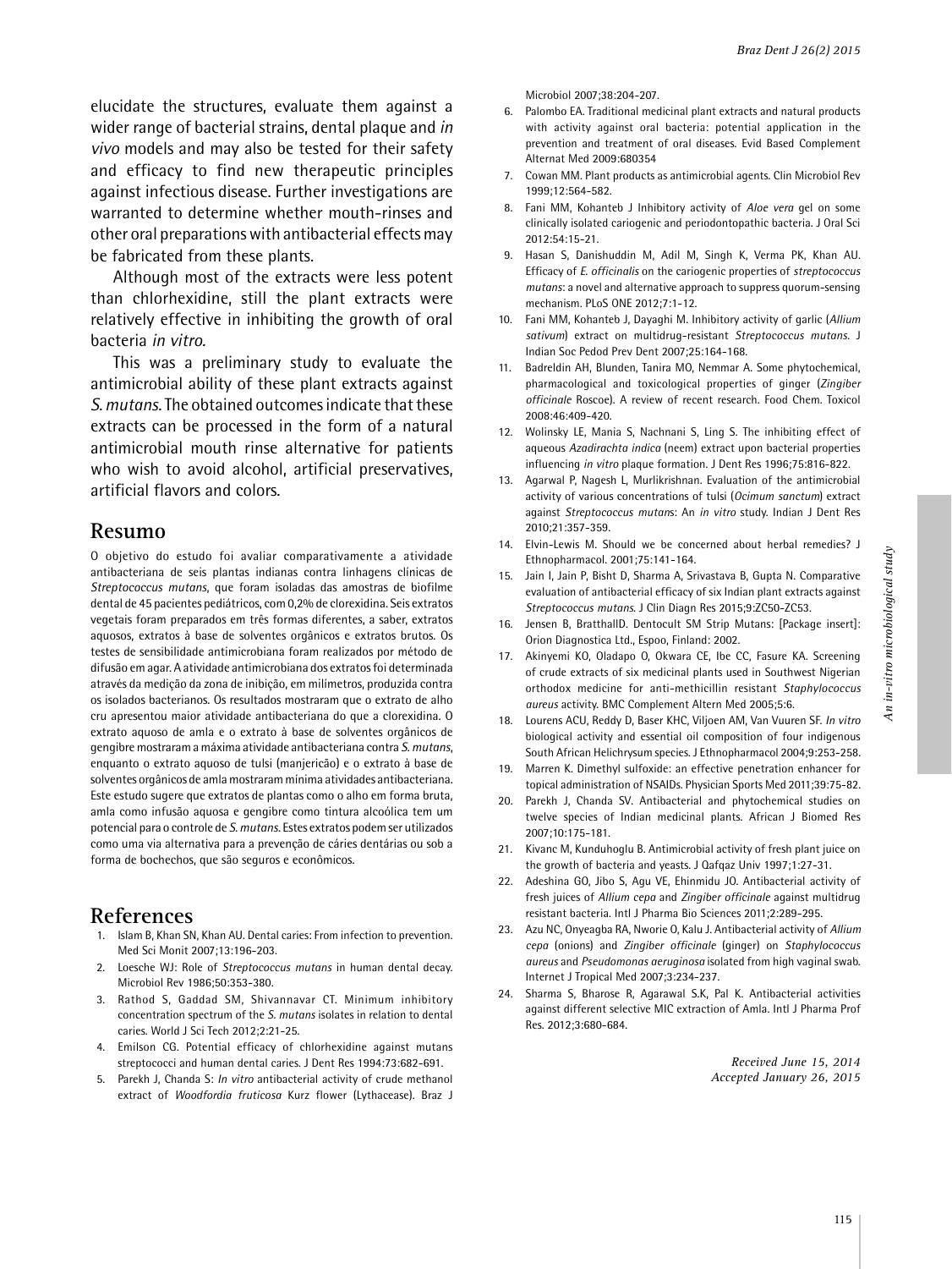elucidate the structures, evaluate them against a wider range of bacterial strains, dental plaque and *in vivo* models and may also be tested for their safety and efficacy to find new therapeutic principles against infectious disease. Further investigations are warranted to determine whether mouth-rinses and other oral preparations with antibacterial effects may be fabricated from these plants.

Although most of the extracts were less potent than chlorhexidine, still the plant extracts were relatively effective in inhibiting the growth of oral bacteria *in vitro.*

This was a preliminary study to evaluate the antimicrobial ability of these plant extracts against *S. mutans*. The obtained outcomes indicate that these extracts can be processed in the form of a natural antimicrobial mouth rinse alternative for patients who wish to avoid alcohol, artificial preservatives, artificial flavors and colors.

## Resumo

O objetivo do estudo foi avaliar comparativamente a atividade antibacteriana de seis plantas indianas contra linhagens clínicas de *Streptococcus mutans*, que foram isoladas das amostras de biofilme dental de 45 pacientes pediátricos, com 0,2% de clorexidina. Seis extratos vegetais foram preparados em três formas diferentes, a saber, extratos aquosos, extratos à base de solventes orgânicos e extratos brutos. Os testes de sensibilidade antimicrobiana foram realizados por método de difusão em agar. A atividade antimicrobiana dos extratos foi determinada através da medição da zona de inibição, em milímetros, produzida contra os isolados bacterianos. Os resultados mostraram que o extrato de alho cru apresentou maior atividade antibacteriana do que a clorexidina. O extrato aquoso de amla e o extrato à base de solventes orgânicos de gengibre mostraram a máxima atividade antibacteriana contra *S. mutans*, enquanto o extrato aquoso de tulsi (manjericão) e o extrato à base de solventes orgânicos de amla mostraram mínima atividades antibacteriana. Este estudo sugere que extratos de plantas como o alho em forma bruta, amla como infusão aquosa e gengibre como tintura alcoólica tem um potencial para o controle de *S. mutans*. Estes extratos podem ser utilizados como uma via alternativa para a prevenção de cáries dentárias ou sob a forma de bochechos, que são seguros e econômicos.

## References

1. Islam B, Khan SN, Khan AU. Dental caries: From infection to prevention. Med Sci Monit 2007;13:196-203.
2. Loesche WJ: Role of *Streptococcus mutans* in human dental decay. Microbiol Rev 1986;50:353-380.
3. Rathod S, Gaddad SM, Shivannavar CT. Minimum inhibitory concentration spectrum of the *S. mutans* isolates in relation to dental caries. World J Sci Tech 2012;2:21-25.
4. Emilson CG. Potential efficacy of chlorhexidine against mutans streptococci and human dental caries. J Dent Res 1994:73:682-691.
5. Parekh J, Chanda S: *In vitro* antibacterial activity of crude methanol extract of *Woodfordia fruticosa* Kurz flower (Lythacease). Braz J Microbiol 2007;38:204-207.
6. Palombo EA. Traditional medicinal plant extracts and natural products with activity against oral bacteria: potential application in the prevention and treatment of oral diseases. Evid Based Complement Alternat Med 2009:680354
7. Cowan MM. Plant products as antimicrobial agents. Clin Microbiol Rev 1999;12:564-582.
8. Fani MM, Kohanteb J Inhibitory activity of *Aloe vera* gel on some clinically isolated cariogenic and periodontopathic bacteria. J Oral Sci 2012:54:15-21.
9. Hasan S, Danishuddin M, Adil M, Singh K, Verma PK, Khan AU. Efficacy of *E. officinalis* on the cariogenic properties of *streptococcus mutans*: a novel and alternative approach to suppress quorum-sensing mechanism. PLoS ONE 2012;7:1-12.
10. Fani MM, Kohanteb J, Dayaghi M. Inhibitory activity of garlic (*Allium sativum*) extract on multidrug-resistant *Streptococcus mutans*. J Indian Soc Pedod Prev Dent 2007;25:164-168.
11. Badreldin AH, Blunden, Tanira MO, Nemmar A. Some phytochemical, pharmacological and toxicological properties of ginger (*Zingiber officinale* Roscoe). A review of recent research. Food Chem. Toxicol 2008:46:409-420.
12. Wolinsky LE, Mania S, Nachnani S, Ling S. The inhibiting effect of aqueous *Azadirachta indica* (neem) extract upon bacterial properties influencing *in vitro* plaque formation. J Dent Res 1996;75:816-822.
13. Agarwal P, Nagesh L, Murlikrishnan. Evaluation of the antimicrobial activity of various concentrations of tulsi (*Ocimum sanctum*) extract against *Streptococcus mutans*: An *in vitro* study. Indian J Dent Res 2010;21:357-359.
14. Elvin-Lewis M. Should we be concerned about herbal remedies? J Ethnopharmacol. 2001;75:141-164.
15. Jain I, Jain P, Bisht D, Sharma A, Srivastava B, Gupta N. Comparative evaluation of antibacterial efficacy of six Indian plant extracts against *Streptococcus mutans*. J Clin Diagn Res 2015;9:ZC50-ZC53.
16. Jensen B, BratthallD. Dentocult SM Strip Mutans: [Package insert]: Orion Diagnostica Ltd., Espoo, Finland: 2002.
17. Akinyemi KO, Oladapo O, Okwara CE, Ibe CC, Fasure KA. Screening of crude extracts of six medicinal plants used in Southwest Nigerian orthodox medicine for anti-methicillin resistant *Staphylococcus aureus* activity. BMC Complement Altern Med 2005;5:6.
18. Lourens ACU, Reddy D, Baser KHC, Viljoen AM, Van Vuuren SF. *In vitro* biological activity and essential oil composition of four indigenous South African Helichrysum species. J Ethnopharmacol 2004;9:253-258.
19. Marren K. Dimethyl sulfoxide: an effective penetration enhancer for topical administration of NSAIDs. Physician Sports Med 2011;39:75-82.
20. Parekh J, Chanda SV. Antibacterial and phytochemical studies on twelve species of Indian medicinal plants. African J Biomed Res 2007;10:175-181.
21. Kivanc M, Kunduhoglu B. Antimicrobial activity of fresh plant juice on the growth of bacteria and yeasts. J Qafqaz Univ 1997;1:27-31.
22. Adeshina GO, Jibo S, Agu VE, Ehinmidu JO. Antibacterial activity of fresh juices of *Allium cepa* and *Zingiber officinale* against multidrug resistant bacteria. Intl J Pharma Bio Sciences 2011;2:289-295.
23. Azu NC, Onyeagba RA, Nworie O, Kalu J. Antibacterial activity of *Allium cepa* (onions) and *Zingiber officinale* (ginger) on *Staphylococcus aureus* and *Pseudomonas aeruginosa* isolated from high vaginal swab. Internet J Tropical Med 2007;3:234-237.
24. Sharma S, Bharose R, Agarawal S.K, Pal K. Antibacterial activities against different selective MIC extraction of Amla. Intl J Pharma Prof Res. 2012;3:680-684.

*Received June 15, 2014*
*Accepted January 26, 2015*